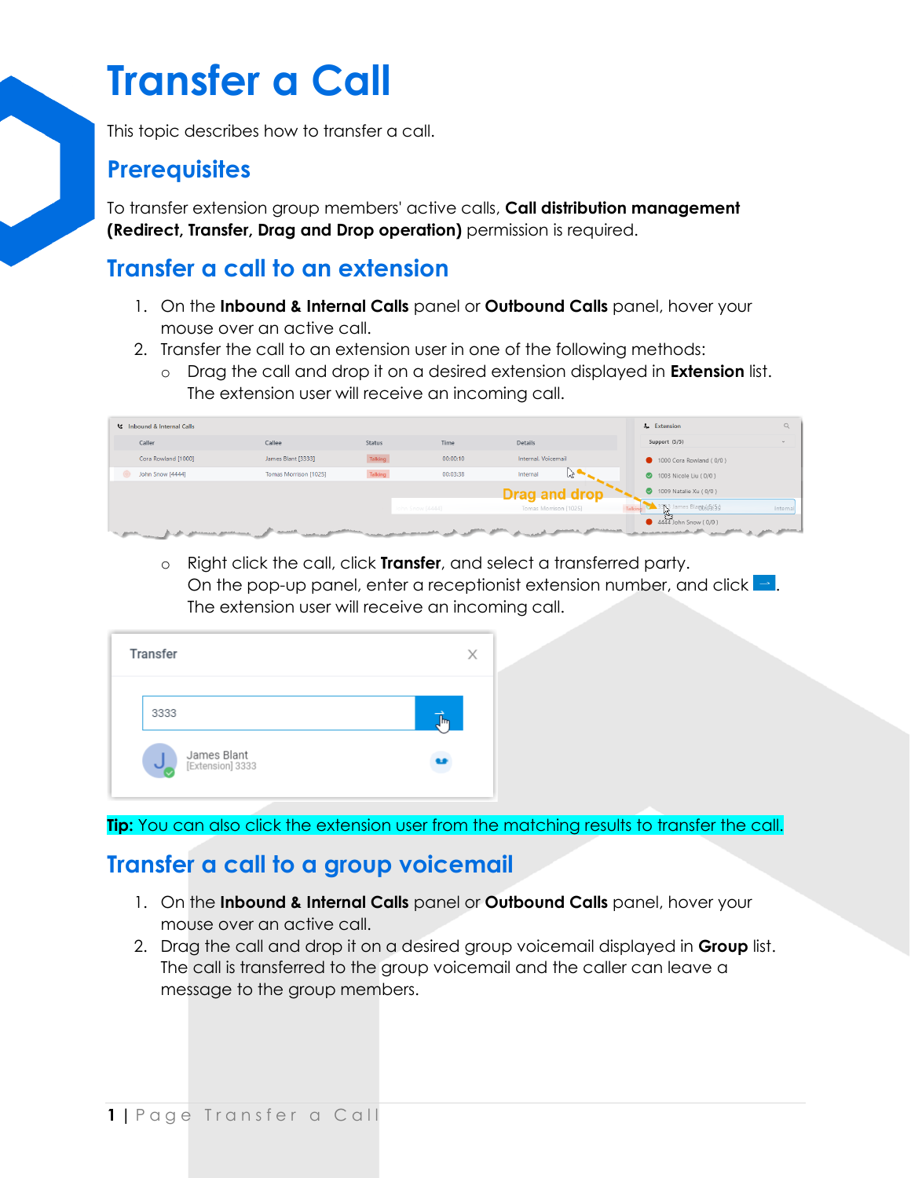# Transfer a Call

This topic describes how to transfer a call.

## Prerequisites

To transfer extension group members' active calls, **Call distribution management (Redirect, Transfer, Drag and Drop operation)** permission is required.

## Transfer a call to an extension

1. On the **Inbound & Internal Calls** panel or **Outbound Calls** panel, hover your mouse over an active call.
2. Transfer the call to an extension user in one of the following methods:
   - Drag the call and drop it on a desired extension displayed in **Extension** list. The extension user will receive an incoming call.
   - Right click the call, click **Transfer**, and select a transferred party. On the pop-up panel, enter a receptionist extension number, and click →. The extension user will receive an incoming call.

**Tip:** You can also click the extension user from the matching results to transfer the call.

## Transfer a call to a group voicemail

1. On the **Inbound & Internal Calls** panel or **Outbound Calls** panel, hover your mouse over an active call.
2. Drag the call and drop it on a desired group voicemail displayed in **Group** list. The call is transferred to the group voicemail and the caller can leave a message to the group members.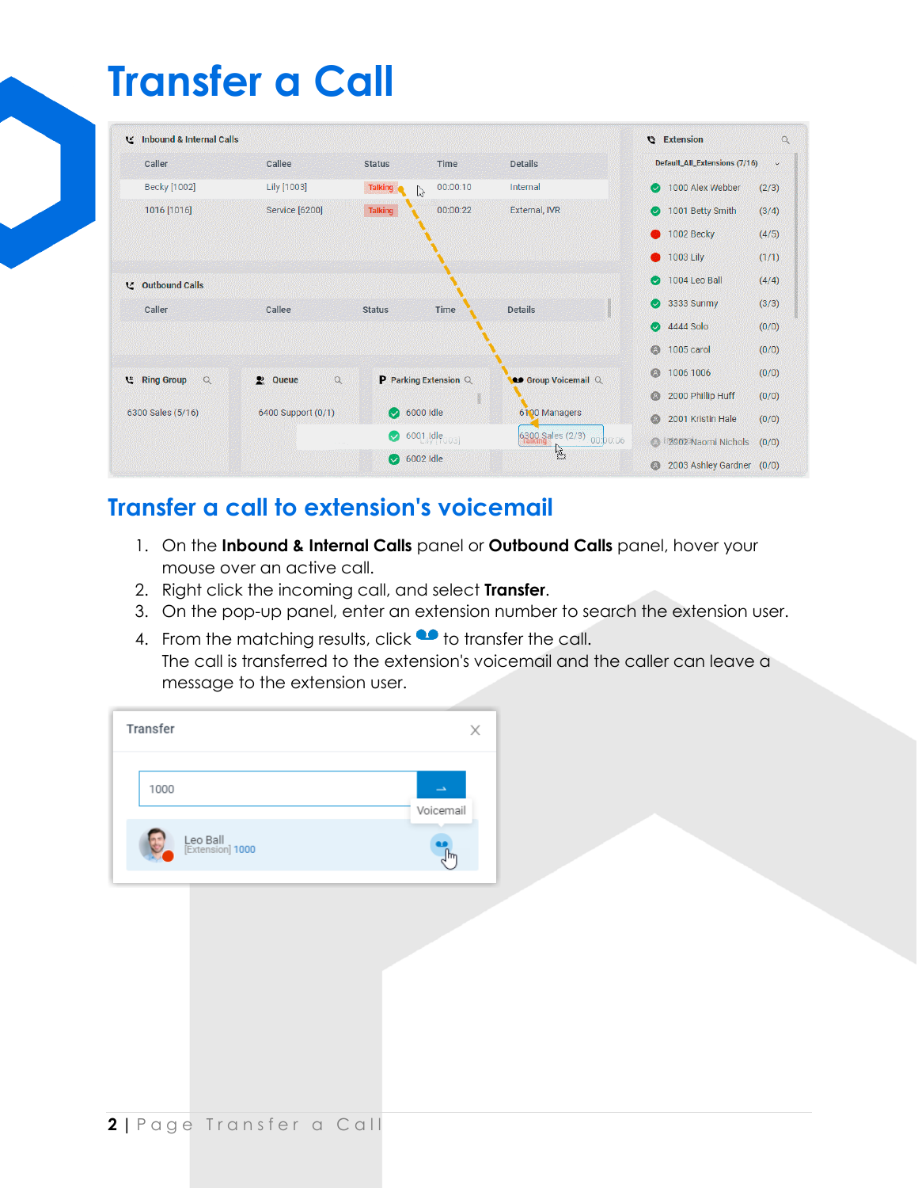# Transfer a Call

## Transfer a call to extension's voicemail

1. On the **Inbound & Internal Calls** panel or **Outbound Calls** panel, hover your mouse over an active call.
2. Right click the incoming call, and select **Transfer**.
3. On the pop-up panel, enter an extension number to search the extension user.
4. From the matching results, click to transfer the call.
   The call is transferred to the extension's voicemail and the caller can leave a message to the extension user.